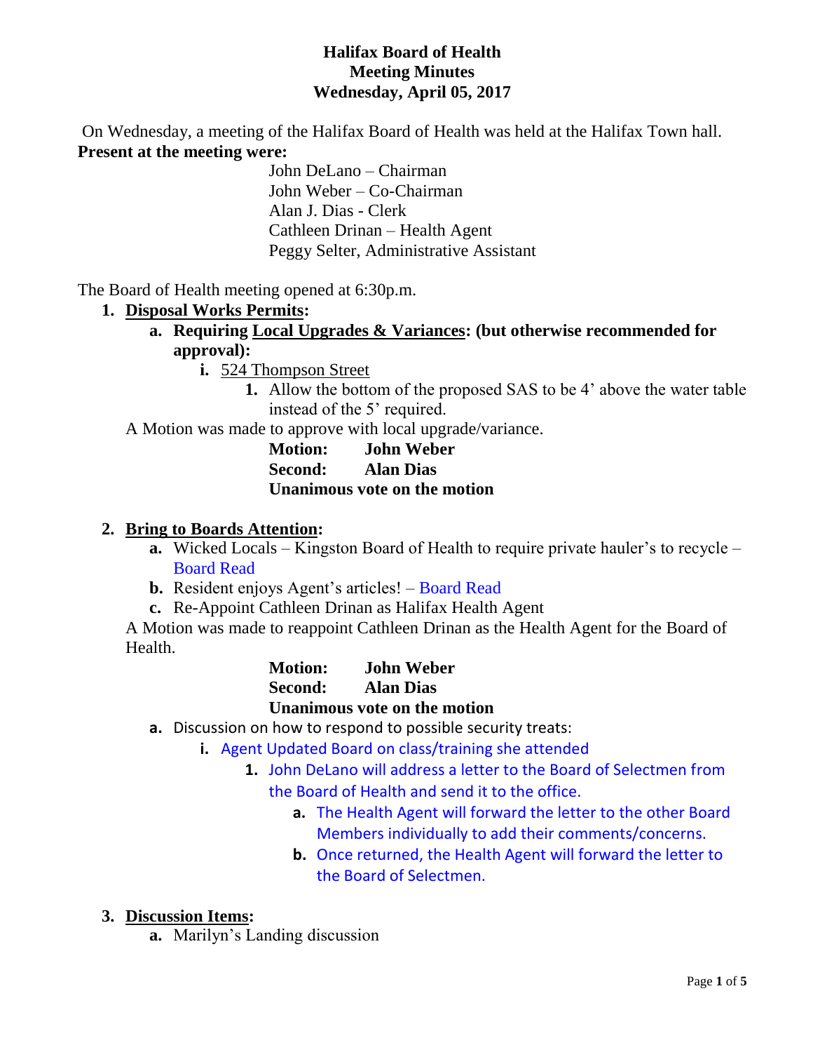# Halifax Board of Health
## Meeting Minutes
### Wednesday, April 05, 2017

On Wednesday, a meeting of the Halifax Board of Health was held at the Halifax Town hall.

**Present at the meeting were:**

John DeLano – Chairman
John Weber – Co-Chairman
Alan J. Dias - Clerk
Cathleen Drinan – Health Agent
Peggy Selter, Administrative Assistant

The Board of Health meeting opened at 6:30p.m.

1. **Disposal Works Permits:**
   a. **Requiring Local Upgrades & Variances: (but otherwise recommended for approval):**
      i. 524 Thompson Street
         1. Allow the bottom of the proposed SAS to be 4' above the water table instead of the 5' required.

A Motion was made to approve with local upgrade/variance.

**Motion: John Weber**
**Second: Alan Dias**
**Unanimous vote on the motion**

2. **Bring to Boards Attention:**
   a. Wicked Locals – Kingston Board of Health to require private hauler's to recycle – Board Read
   b. Resident enjoys Agent's articles! – Board Read
   c. Re-Appoint Cathleen Drinan as Halifax Health Agent

A Motion was made to reappoint Cathleen Drinan as the Health Agent for the Board of Health.

**Motion: John Weber**
**Second: Alan Dias**
**Unanimous vote on the motion**

   a. Discussion on how to respond to possible security treats:
      i. Agent Updated Board on class/training she attended
         1. John DeLano will address a letter to the Board of Selectmen from the Board of Health and send it to the office.
            a. The Health Agent will forward the letter to the other Board Members individually to add their comments/concerns.
            b. Once returned, the Health Agent will forward the letter to the Board of Selectmen.

3. **Discussion Items:**
   a. Marilyn's Landing discussion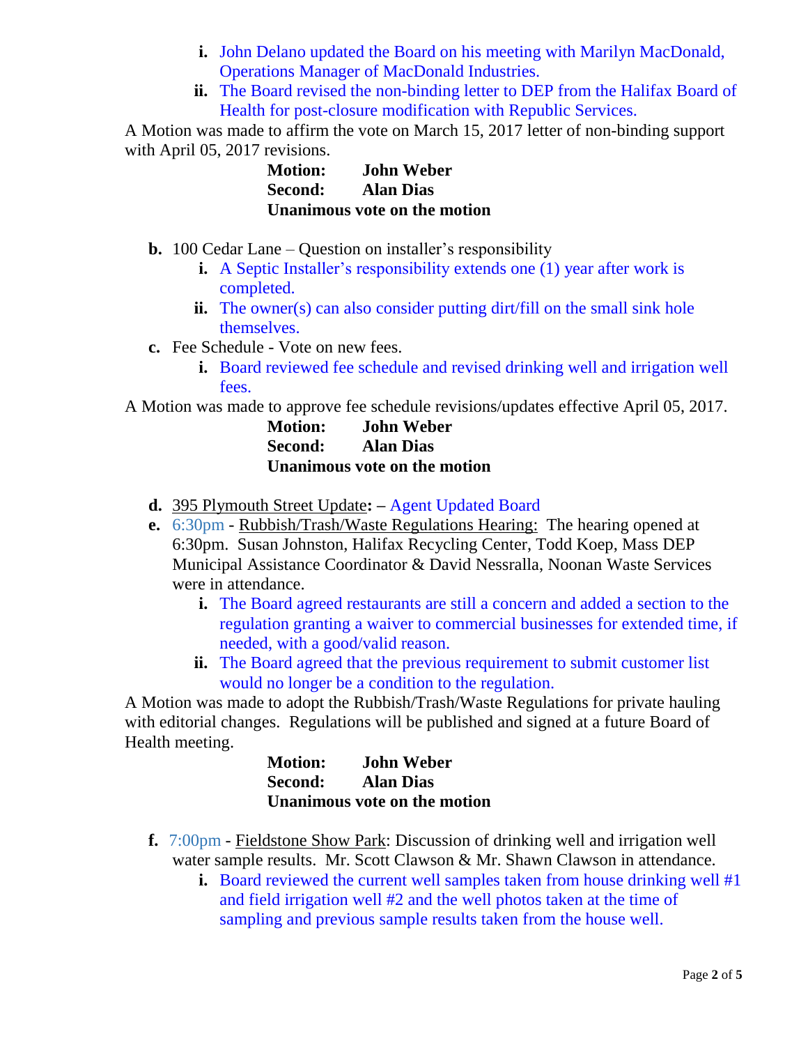- **i.** John Delano updated the Board on his meeting with Marilyn MacDonald, Operations Manager of MacDonald Industries.
   - **ii.** The Board revised the non-binding letter to DEP from the Halifax Board of Health for post-closure modification with Republic Services.

A Motion was made to affirm the vote on March 15, 2017 letter of non-binding support with April 05, 2017 revisions.

**Motion:** **John Weber**
**Second:** **Alan Dias**
**Unanimous vote on the motion**

- **b.** 100 Cedar Lane – Question on installer's responsibility
   - **i.** A Septic Installer's responsibility extends one (1) year after work is completed.
   - **ii.** The owner(s) can also consider putting dirt/fill on the small sink hole themselves.
- **c.** Fee Schedule - Vote on new fees.
   - **i.** Board reviewed fee schedule and revised drinking well and irrigation well fees.

A Motion was made to approve fee schedule revisions/updates effective April 05, 2017.

**Motion:** **John Weber**
**Second:** **Alan Dias**
**Unanimous vote on the motion**

- **d.** <u>395 Plymouth Street Update</u>**:** – Agent Updated Board
- **e.** 6:30pm - <u>Rubbish/Trash/Waste Regulations Hearing:</u> The hearing opened at 6:30pm. Susan Johnston, Halifax Recycling Center, Todd Koep, Mass DEP Municipal Assistance Coordinator & David Nessralla, Noonan Waste Services were in attendance.
   - **i.** The Board agreed restaurants are still a concern and added a section to the regulation granting a waiver to commercial businesses for extended time, if needed, with a good/valid reason.
   - **ii.** The Board agreed that the previous requirement to submit customer list would no longer be a condition to the regulation.

A Motion was made to adopt the Rubbish/Trash/Waste Regulations for private hauling with editorial changes. Regulations will be published and signed at a future Board of Health meeting.

**Motion:** **John Weber**
**Second:** **Alan Dias**
**Unanimous vote on the motion**

- **f.** 7:00pm - <u>Fieldstone Show Park</u>: Discussion of drinking well and irrigation well water sample results. Mr. Scott Clawson & Mr. Shawn Clawson in attendance.
   - **i.** Board reviewed the current well samples taken from house drinking well #1 and field irrigation well #2 and the well photos taken at the time of sampling and previous sample results taken from the house well.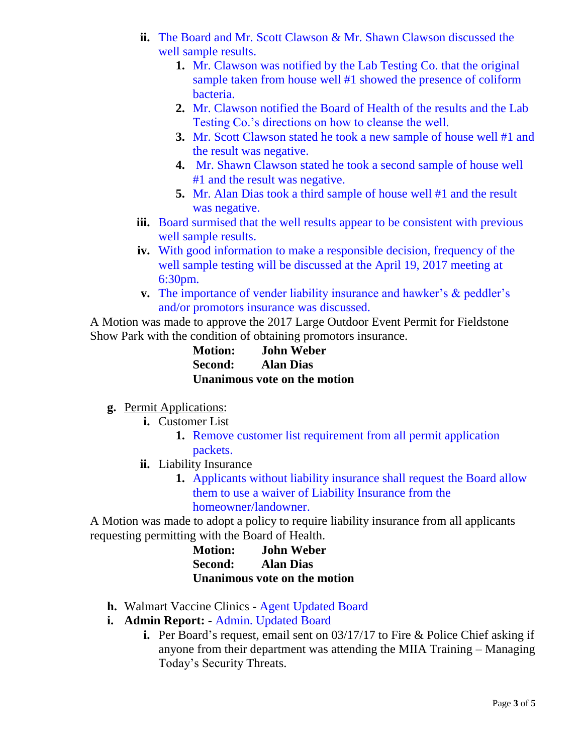- ii. The Board and Mr. Scott Clawson & Mr. Shawn Clawson discussed the well sample results.
  1. Mr. Clawson was notified by the Lab Testing Co. that the original sample taken from house well #1 showed the presence of coliform bacteria.
  2. Mr. Clawson notified the Board of Health of the results and the Lab Testing Co.'s directions on how to cleanse the well.
  3. Mr. Scott Clawson stated he took a new sample of house well #1 and the result was negative.
  4. Mr. Shawn Clawson stated he took a second sample of house well #1 and the result was negative.
  5. Mr. Alan Dias took a third sample of house well #1 and the result was negative.
- iii. Board surmised that the well results appear to be consistent with previous well sample results.
- iv. With good information to make a responsible decision, frequency of the well sample testing will be discussed at the April 19, 2017 meeting at 6:30pm.
- v. The importance of vender liability insurance and hawker's & peddler's and/or promotors insurance was discussed.

A Motion was made to approve the 2017 Large Outdoor Event Permit for Fieldstone Show Park with the condition of obtaining promotors insurance.

**Motion:** **John Weber**
**Second:** **Alan Dias**
**Unanimous vote on the motion**

- **g.** Permit Applications:
  - **i.** Customer List
    1. Remove customer list requirement from all permit application packets.
  - **ii.** Liability Insurance
    1. Applicants without liability insurance shall request the Board allow them to use a waiver of Liability Insurance from the homeowner/landowner.

A Motion was made to adopt a policy to require liability insurance from all applicants requesting permitting with the Board of Health.

**Motion:** **John Weber**
**Second:** **Alan Dias**
**Unanimous vote on the motion**

- **h.** Walmart Vaccine Clinics - Agent Updated Board
- **i.** **Admin Report:** - Admin. Updated Board
  - **i.** Per Board's request, email sent on 03/17/17 to Fire & Police Chief asking if anyone from their department was attending the MIIA Training – Managing Today's Security Threats.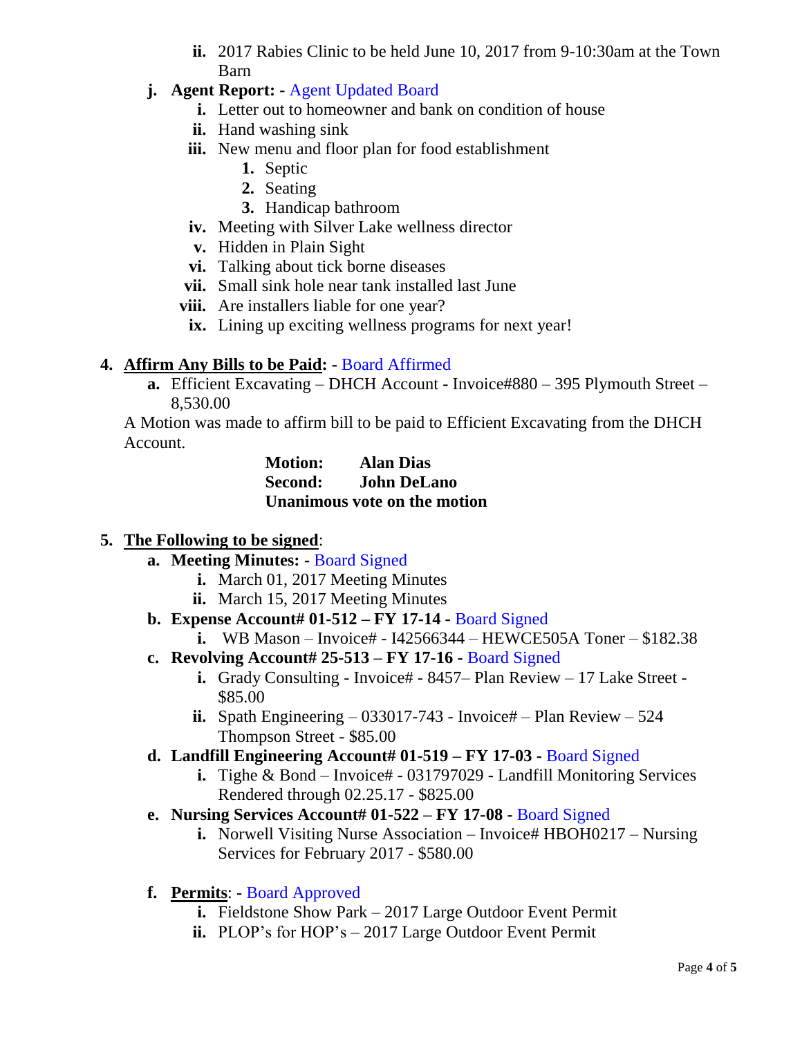- ii. 2017 Rabies Clinic to be held June 10, 2017 from 9-10:30am at the Town Barn

- j. **Agent Report:** - Agent Updated Board
   - i. Letter out to homeowner and bank on condition of house
   - ii. Hand washing sink
   - iii. New menu and floor plan for food establishment
      1. Septic
      2. Seating
      3. Handicap bathroom
   - iv. Meeting with Silver Lake wellness director
   - v. Hidden in Plain Sight
   - vi. Talking about tick borne diseases
   - vii. Small sink hole near tank installed last June
   - viii. Are installers liable for one year?
   - ix. Lining up exciting wellness programs for next year!

4. **Affirm Any Bills to be Paid:** - Board Affirmed
   - a. Efficient Excavating – DHCH Account - Invoice#880 – 395 Plymouth Street – 8,530.00

   A Motion was made to affirm bill to be paid to Efficient Excavating from the DHCH Account.

   **Motion: Alan Dias**
   **Second: John DeLano**
   **Unanimous vote on the motion**

5. **The Following to be signed**:
   - a. **Meeting Minutes:** - Board Signed
      - i. March 01, 2017 Meeting Minutes
      - ii. March 15, 2017 Meeting Minutes
   - b. **Expense Account# 01-512 – FY 17-14** - Board Signed
      - i. WB Mason – Invoice# - I42566344 – HEWCE505A Toner – $182.38
   - c. **Revolving Account# 25-513 – FY 17-16** - Board Signed
      - i. Grady Consulting - Invoice# - 8457– Plan Review – 17 Lake Street - $85.00
      - ii. Spath Engineering – 033017-743 - Invoice# – Plan Review – 524 Thompson Street - $85.00
   - d. **Landfill Engineering Account# 01-519 – FY 17-03** - Board Signed
      - i. Tighe & Bond – Invoice# - 031797029 - Landfill Monitoring Services Rendered through 02.25.17 - $825.00
   - e. **Nursing Services Account# 01-522 – FY 17-08** - Board Signed
      - i. Norwell Visiting Nurse Association – Invoice# HBOH0217 – Nursing Services for February 2017 - $580.00
   - f. **Permits**: - Board Approved
      - i. Fieldstone Show Park – 2017 Large Outdoor Event Permit
      - ii. PLOP's for HOP's – 2017 Large Outdoor Event Permit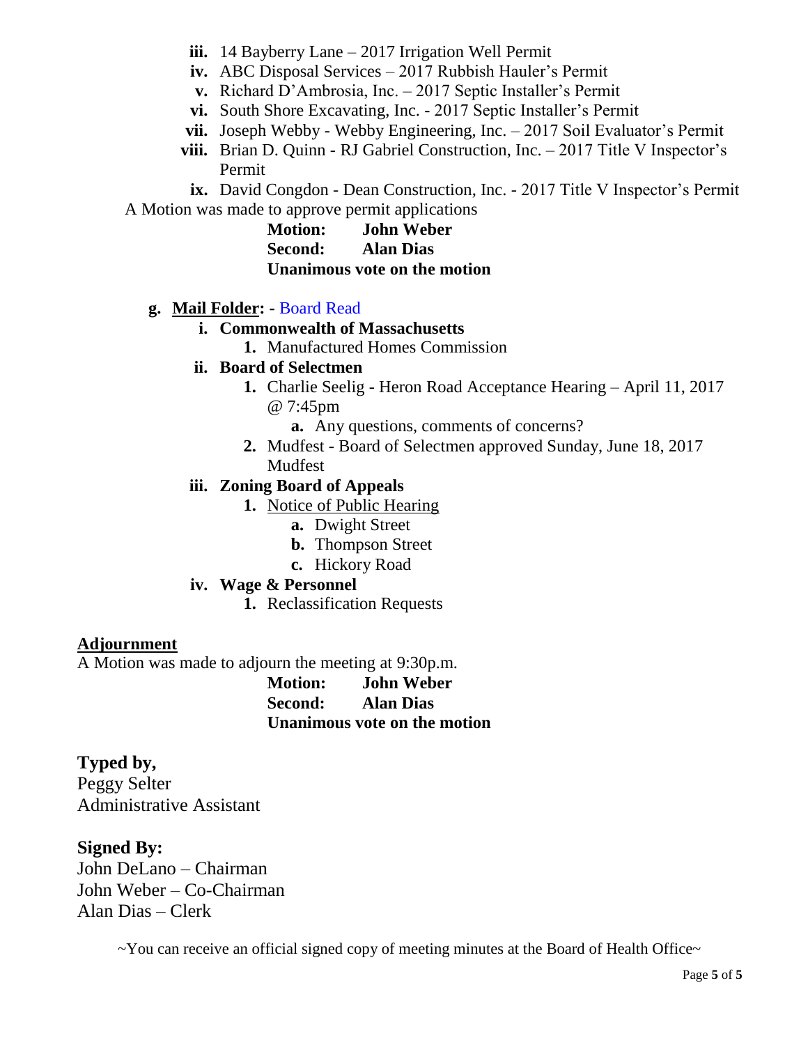- **iii.** 14 Bayberry Lane – 2017 Irrigation Well Permit
- **iv.** ABC Disposal Services – 2017 Rubbish Hauler's Permit
- **v.** Richard D'Ambrosia, Inc. – 2017 Septic Installer's Permit
- **vi.** South Shore Excavating, Inc. - 2017 Septic Installer's Permit
- **vii.** Joseph Webby - Webby Engineering, Inc. – 2017 Soil Evaluator's Permit
- **viii.** Brian D. Quinn - RJ Gabriel Construction, Inc. – 2017 Title V Inspector's Permit
- **ix.** David Congdon - Dean Construction, Inc. - 2017 Title V Inspector's Permit

A Motion was made to approve permit applications

**Motion:** **John Weber**
**Second:** **Alan Dias**
**Unanimous vote on the motion**

**g. <u>Mail Folder</u>: -** Board Read

- **i. Commonwealth of Massachusetts**
  1. Manufactured Homes Commission
- **ii. Board of Selectmen**
  1. Charlie Seelig - Heron Road Acceptance Hearing – April 11, 2017 @ 7:45pm
     - **a.** Any questions, comments of concerns?
  2. Mudfest - Board of Selectmen approved Sunday, June 18, 2017 Mudfest
- **iii. Zoning Board of Appeals**
  1. <u>Notice of Public Hearing</u>
     - **a.** Dwight Street
     - **b.** Thompson Street
     - **c.** Hickory Road
- **iv. Wage & Personnel**
  1. Reclassification Requests

**<u>Adjournment</u>**

A Motion was made to adjourn the meeting at 9:30p.m.

**Motion:** **John Weber**
**Second:** **Alan Dias**
**Unanimous vote on the motion**

**Typed by,**
Peggy Selter
Administrative Assistant

**Signed By:**
John DeLano – Chairman
John Weber – Co-Chairman
Alan Dias – Clerk

~You can receive an official signed copy of meeting minutes at the Board of Health Office~